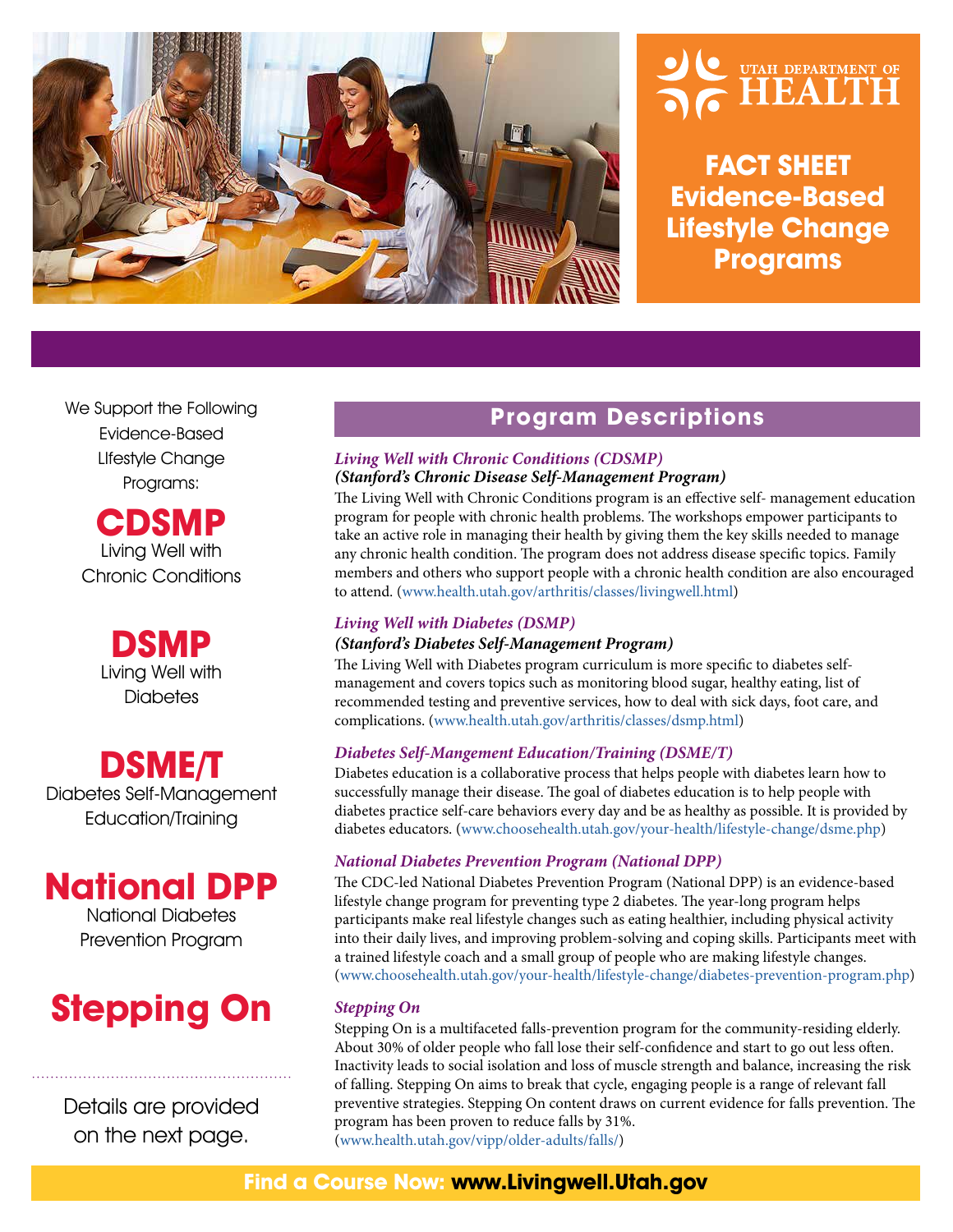UTAH DEPARTMENT OF HEALTH

# FACT SHEET Evidence-Based Lifestyle Change Programs

We Support the Following Evidence-Based LIfestyle Change Programs:

**CDSMP**
Living Well with Chronic Conditions

**DSMP**
Living Well with Diabetes

**DSME/T**
Diabetes Self-Management Education/Training

**National DPP**
National Diabetes Prevention Program

**Stepping On**

Details are provided on the next page.

## Program Descriptions

### *Living Well with Chronic Conditions (CDSMP)*
***(Stanford's Chronic Disease Self-Management Program)***

The Living Well with Chronic Conditions program is an effective self- management education program for people with chronic health problems. The workshops empower participants to take an active role in managing their health by giving them the key skills needed to manage any chronic health condition. The program does not address disease specific topics. Family members and others who support people with a chronic health condition are also encouraged to attend. (www.health.utah.gov/arthritis/classes/livingwell.html)

### *Living Well with Diabetes (DSMP)*
***(Stanford's Diabetes Self-Management Program)***

The Living Well with Diabetes program curriculum is more specific to diabetes self-management and covers topics such as monitoring blood sugar, healthy eating, list of recommended testing and preventive services, how to deal with sick days, foot care, and complications. (www.health.utah.gov/arthritis/classes/dsmp.html)

### *Diabetes Self-Mangement Education/Training (DSME/T)*

Diabetes education is a collaborative process that helps people with diabetes learn how to successfully manage their disease. The goal of diabetes education is to help people with diabetes practice self-care behaviors every day and be as healthy as possible. It is provided by diabetes educators. (www.choosehealth.utah.gov/your-health/lifestyle-change/dsme.php)

### *National Diabetes Prevention Program (National DPP)*

The CDC-led National Diabetes Prevention Program (National DPP) is an evidence-based lifestyle change program for preventing type 2 diabetes. The year-long program helps participants make real lifestyle changes such as eating healthier, including physical activity into their daily lives, and improving problem-solving and coping skills. Participants meet with a trained lifestyle coach and a small group of people who are making lifestyle changes. (www.choosehealth.utah.gov/your-health/lifestyle-change/diabetes-prevention-program.php)

### *Stepping On*

Stepping On is a multifaceted falls-prevention program for the community-residing elderly. About 30% of older people who fall lose their self-confidence and start to go out less often. Inactivity leads to social isolation and loss of muscle strength and balance, increasing the risk of falling. Stepping On aims to break that cycle, engaging people is a range of relevant fall preventive strategies. Stepping On content draws on current evidence for falls prevention. The program has been proven to reduce falls by 31%. (www.health.utah.gov/vipp/older-adults/falls/)

**Find a Course Now: www.Livingwell.Utah.gov**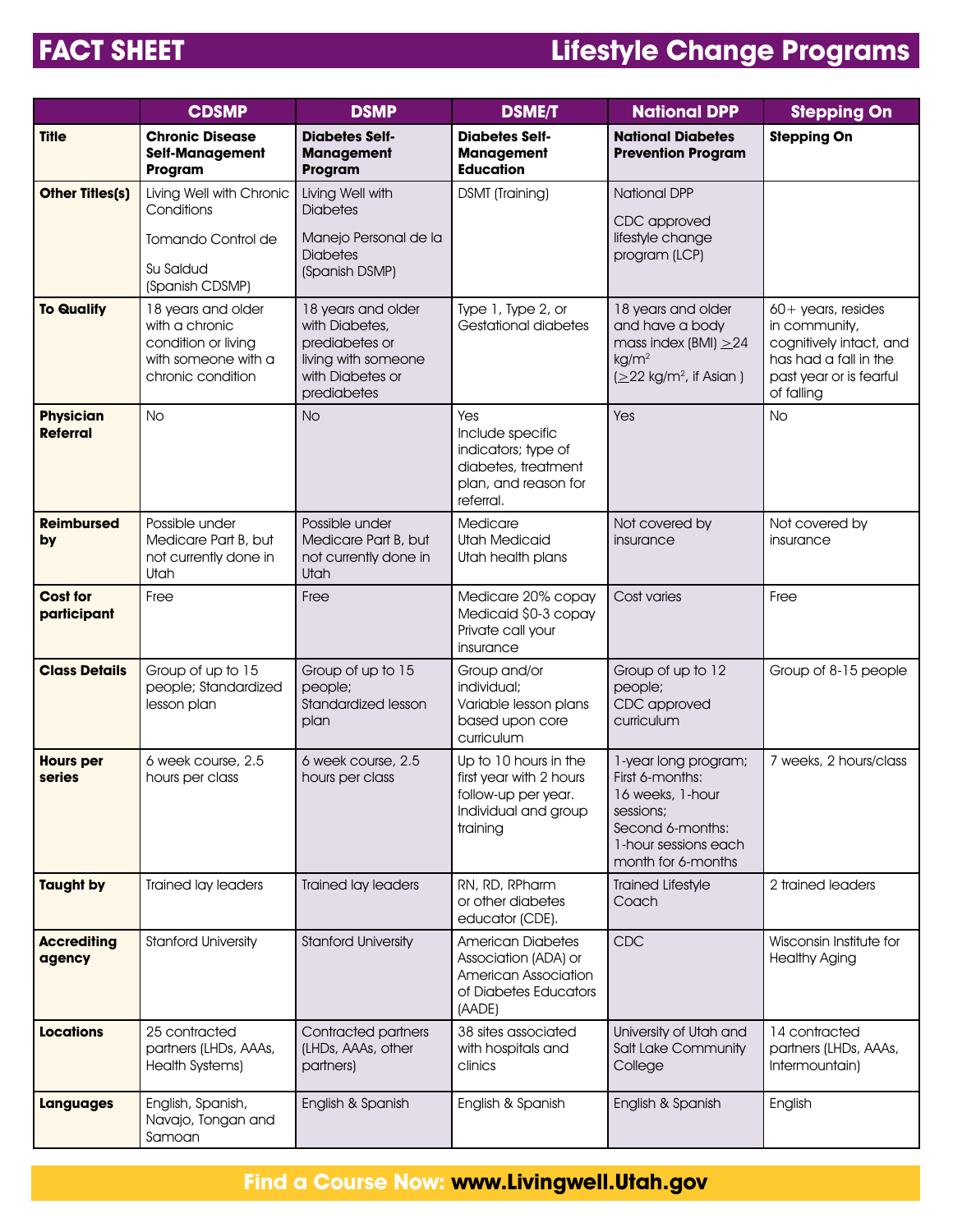# FACT SHEET — Lifestyle Change Programs

| | CDSMP | DSMP | DSME/T | National DPP | Stepping On |
|---|---|---|---|---|---|
| **Title** | **Chronic Disease Self-Management Program** | **Diabetes Self-Management Program** | **Diabetes Self-Management Education** | **National Diabetes Prevention Program** | **Stepping On** |
| **Other Titles(s)** | Living Well with Chronic Conditions<br><br>Tomando Control de Su Saldud (Spanish CDSMP) | Living Well with Diabetes<br><br>Manejo Personal de la Diabetes (Spanish DSMP) | DSMT (Training) | National DPP<br><br>CDC approved lifestyle change program (LCP) | |
| **To Qualify** | 18 years and older with a chronic condition or living with someone with a chronic condition | 18 years and older with Diabetes, prediabetes or living with someone with Diabetes or prediabetes | Type 1, Type 2, or Gestational diabetes | 18 years and older and have a body mass index (BMI) $\geq$24 kg/m$^2$ ($\geq$22 kg/m$^2$, if Asian ) | 60+ years, resides in community, cognitively intact, and has had a fall in the past year or is fearful of falling |
| **Physician Referral** | No | No | Yes<br>Include specific indicators; type of diabetes, treatment plan, and reason for referral. | Yes | No |
| **Reimbursed by** | Possible under Medicare Part B, but not currently done in Utah | Possible under Medicare Part B, but not currently done in Utah | Medicare<br>Utah Medicaid<br>Utah health plans | Not covered by insurance | Not covered by insurance |
| **Cost for participant** | Free | Free | Medicare 20% copay<br>Medicaid $0-3 copay<br>Private call your insurance | Cost varies | Free |
| **Class Details** | Group of up to 15 people; Standardized lesson plan | Group of up to 15 people; Standardized lesson plan | Group and/or individual; Variable lesson plans based upon core curriculum | Group of up to 12 people; CDC approved curriculum | Group of 8-15 people |
| **Hours per series** | 6 week course, 2.5 hours per class | 6 week course, 2.5 hours per class | Up to 10 hours in the first year with 2 hours follow-up per year. Individual and group training | 1-year long program; First 6-months: 16 weeks, 1-hour sessions; Second 6-months: 1-hour sessions each month for 6-months | 7 weeks, 2 hours/class |
| **Taught by** | Trained lay leaders | Trained lay leaders | RN, RD, RPharm or other diabetes educator (CDE). | Trained Lifestyle Coach | 2 trained leaders |
| **Accrediting agency** | Stanford University | Stanford University | American Diabetes Association (ADA) or American Association of Diabetes Educators (AADE) | CDC | Wisconsin Institute for Healthy Aging |
| **Locations** | 25 contracted partners (LHDs, AAAs, Health Systems) | Contracted partners (LHDs, AAAs, other partners) | 38 sites associated with hospitals and clinics | University of Utah and Salt Lake Community College | 14 contracted partners (LHDs, AAAs, Intermountain) |
| **Languages** | English, Spanish, Navajo, Tongan and Samoan | English & Spanish | English & Spanish | English & Spanish | English |

**Find a Course Now: www.Livingwell.Utah.gov**